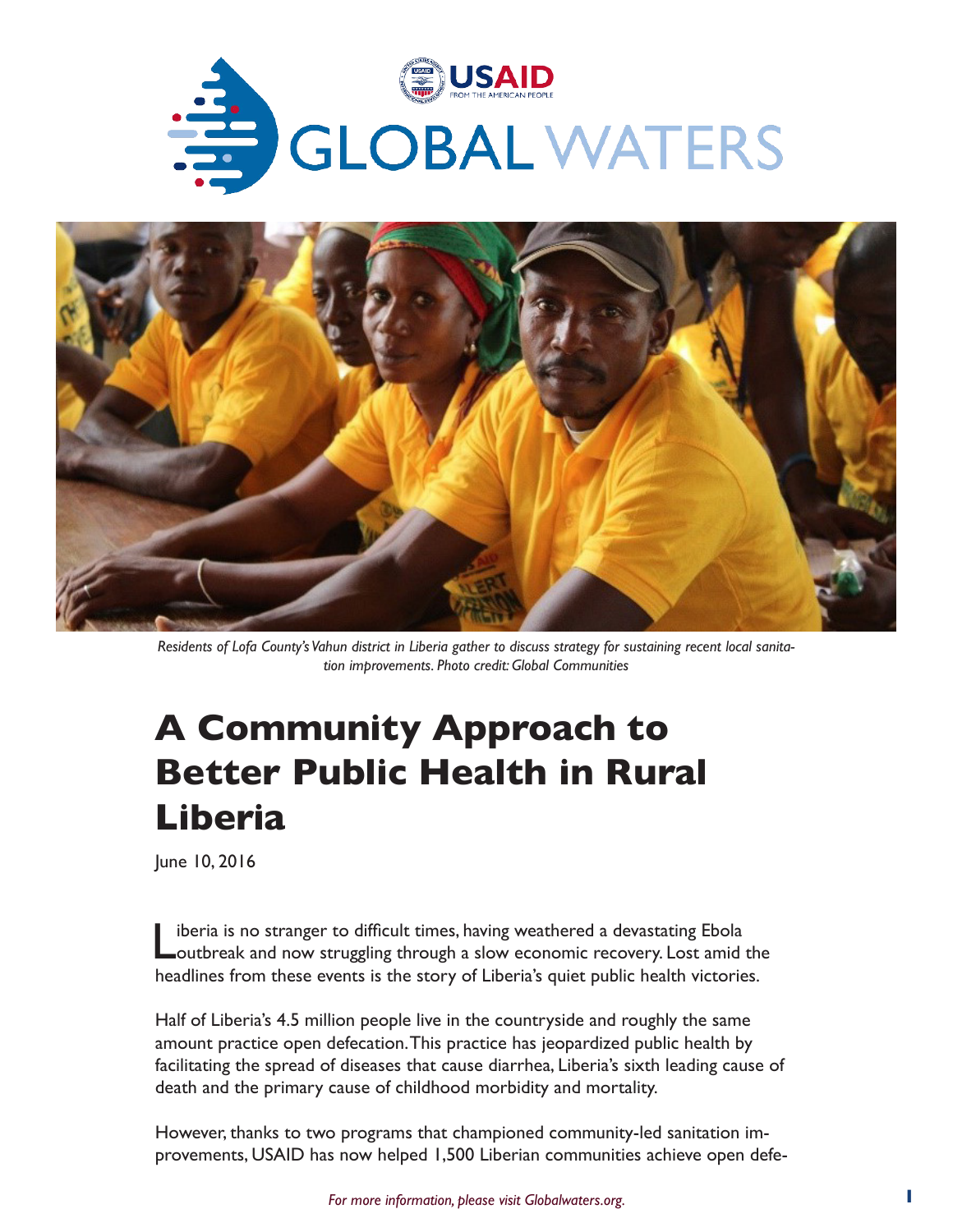USAID
FROM THE AMERICAN PEOPLE

GLOBAL WATERS

*Residents of Lofa County's Vahun district in Liberia gather to discuss strategy for sustaining recent local sanitation improvements. Photo credit: Global Communities*

# A Community Approach to Better Public Health in Rural Liberia

June 10, 2016

Liberia is no stranger to difficult times, having weathered a devastating Ebola outbreak and now struggling through a slow economic recovery. Lost amid the headlines from these events is the story of Liberia's quiet public health victories.

Half of Liberia's 4.5 million people live in the countryside and roughly the same amount practice open defecation. This practice has jeopardized public health by facilitating the spread of diseases that cause diarrhea, Liberia's sixth leading cause of death and the primary cause of childhood morbidity and mortality.

However, thanks to two programs that championed community-led sanitation improvements, USAID has now helped 1,500 Liberian communities achieve open defe-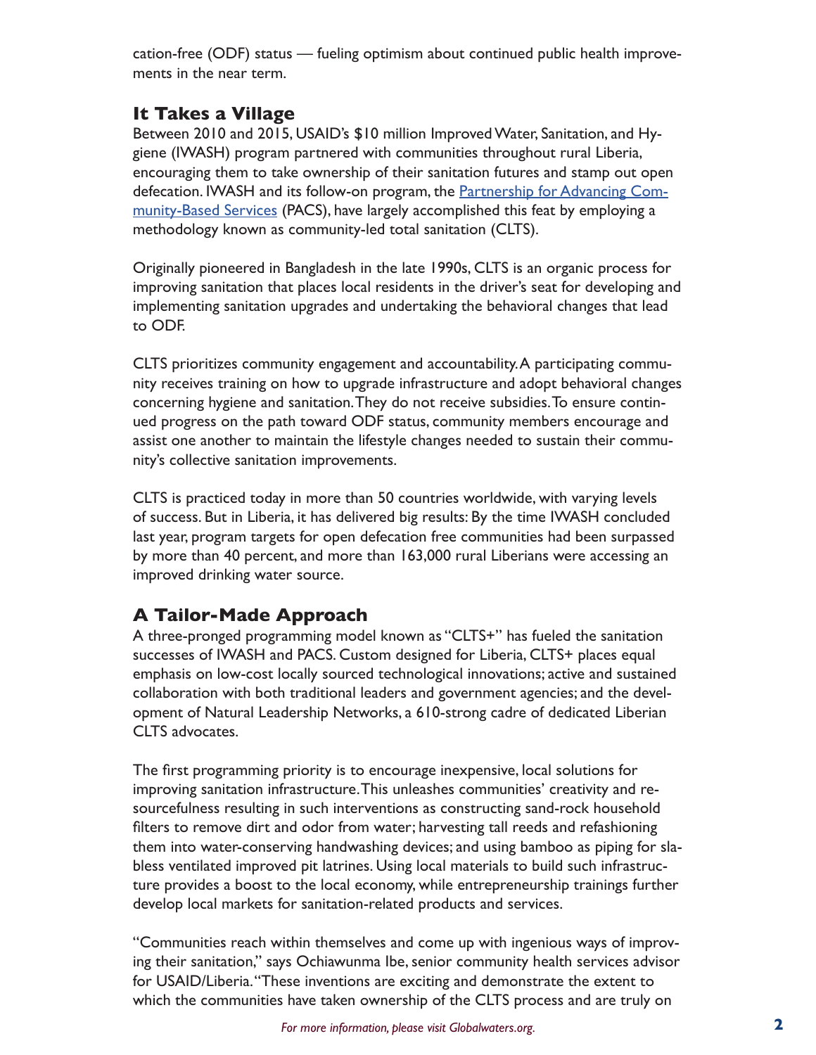cation-free (ODF) status — fueling optimism about continued public health improvements in the near term.

## It Takes a Village

Between 2010 and 2015, USAID's $10 million Improved Water, Sanitation, and Hygiene (IWASH) program partnered with communities throughout rural Liberia, encouraging them to take ownership of their sanitation futures and stamp out open defecation. IWASH and its follow-on program, the [Partnership for Advancing Community-Based Services] (PACS), have largely accomplished this feat by employing a methodology known as community-led total sanitation (CLTS).

Originally pioneered in Bangladesh in the late 1990s, CLTS is an organic process for improving sanitation that places local residents in the driver's seat for developing and implementing sanitation upgrades and undertaking the behavioral changes that lead to ODF.

CLTS prioritizes community engagement and accountability. A participating community receives training on how to upgrade infrastructure and adopt behavioral changes concerning hygiene and sanitation. They do not receive subsidies. To ensure continued progress on the path toward ODF status, community members encourage and assist one another to maintain the lifestyle changes needed to sustain their community's collective sanitation improvements.

CLTS is practiced today in more than 50 countries worldwide, with varying levels of success. But in Liberia, it has delivered big results: By the time IWASH concluded last year, program targets for open defecation free communities had been surpassed by more than 40 percent, and more than 163,000 rural Liberians were accessing an improved drinking water source.

## A Tailor-Made Approach

A three-pronged programming model known as "CLTS+" has fueled the sanitation successes of IWASH and PACS. Custom designed for Liberia, CLTS+ places equal emphasis on low-cost locally sourced technological innovations; active and sustained collaboration with both traditional leaders and government agencies; and the development of Natural Leadership Networks, a 610-strong cadre of dedicated Liberian CLTS advocates.

The first programming priority is to encourage inexpensive, local solutions for improving sanitation infrastructure. This unleashes communities' creativity and resourcefulness resulting in such interventions as constructing sand-rock household filters to remove dirt and odor from water; harvesting tall reeds and refashioning them into water-conserving handwashing devices; and using bamboo as piping for slabless ventilated improved pit latrines. Using local materials to build such infrastructure provides a boost to the local economy, while entrepreneurship trainings further develop local markets for sanitation-related products and services.

"Communities reach within themselves and come up with ingenious ways of improving their sanitation," says Ochiawunma Ibe, senior community health services advisor for USAID/Liberia. "These inventions are exciting and demonstrate the extent to which the communities have taken ownership of the CLTS process and are truly on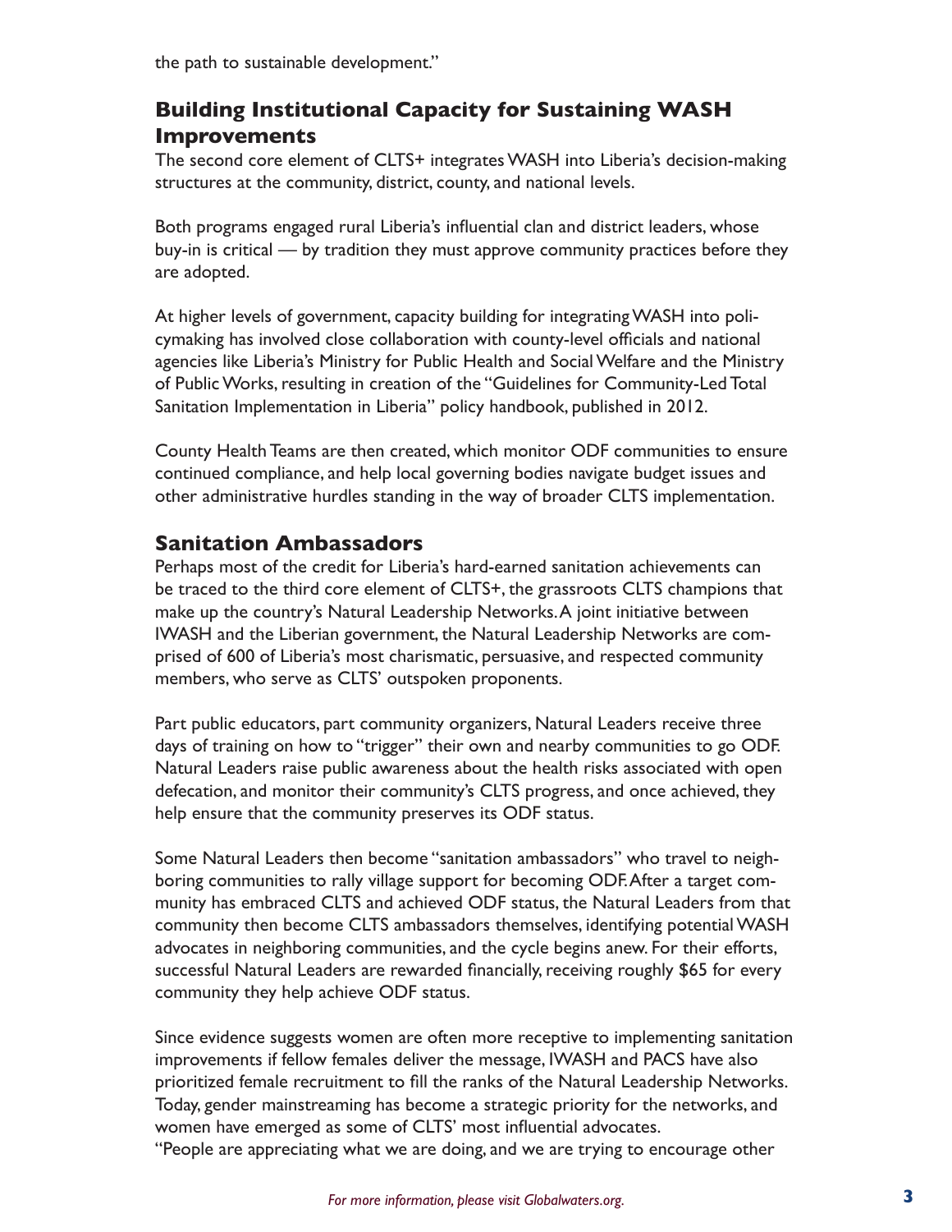the path to sustainable development."

## Building Institutional Capacity for Sustaining WASH Improvements

The second core element of CLTS+ integrates WASH into Liberia's decision-making structures at the community, district, county, and national levels.

Both programs engaged rural Liberia's influential clan and district leaders, whose buy-in is critical — by tradition they must approve community practices before they are adopted.

At higher levels of government, capacity building for integrating WASH into policymaking has involved close collaboration with county-level officials and national agencies like Liberia's Ministry for Public Health and Social Welfare and the Ministry of Public Works, resulting in creation of the "Guidelines for Community-Led Total Sanitation Implementation in Liberia" policy handbook, published in 2012.

County Health Teams are then created, which monitor ODF communities to ensure continued compliance, and help local governing bodies navigate budget issues and other administrative hurdles standing in the way of broader CLTS implementation.

## Sanitation Ambassadors

Perhaps most of the credit for Liberia's hard-earned sanitation achievements can be traced to the third core element of CLTS+, the grassroots CLTS champions that make up the country's Natural Leadership Networks. A joint initiative between IWASH and the Liberian government, the Natural Leadership Networks are comprised of 600 of Liberia's most charismatic, persuasive, and respected community members, who serve as CLTS' outspoken proponents.

Part public educators, part community organizers, Natural Leaders receive three days of training on how to "trigger" their own and nearby communities to go ODF. Natural Leaders raise public awareness about the health risks associated with open defecation, and monitor their community's CLTS progress, and once achieved, they help ensure that the community preserves its ODF status.

Some Natural Leaders then become "sanitation ambassadors" who travel to neighboring communities to rally village support for becoming ODF. After a target community has embraced CLTS and achieved ODF status, the Natural Leaders from that community then become CLTS ambassadors themselves, identifying potential WASH advocates in neighboring communities, and the cycle begins anew. For their efforts, successful Natural Leaders are rewarded financially, receiving roughly $65 for every community they help achieve ODF status.

Since evidence suggests women are often more receptive to implementing sanitation improvements if fellow females deliver the message, IWASH and PACS have also prioritized female recruitment to fill the ranks of the Natural Leadership Networks. Today, gender mainstreaming has become a strategic priority for the networks, and women have emerged as some of CLTS' most influential advocates.

"People are appreciating what we are doing, and we are trying to encourage other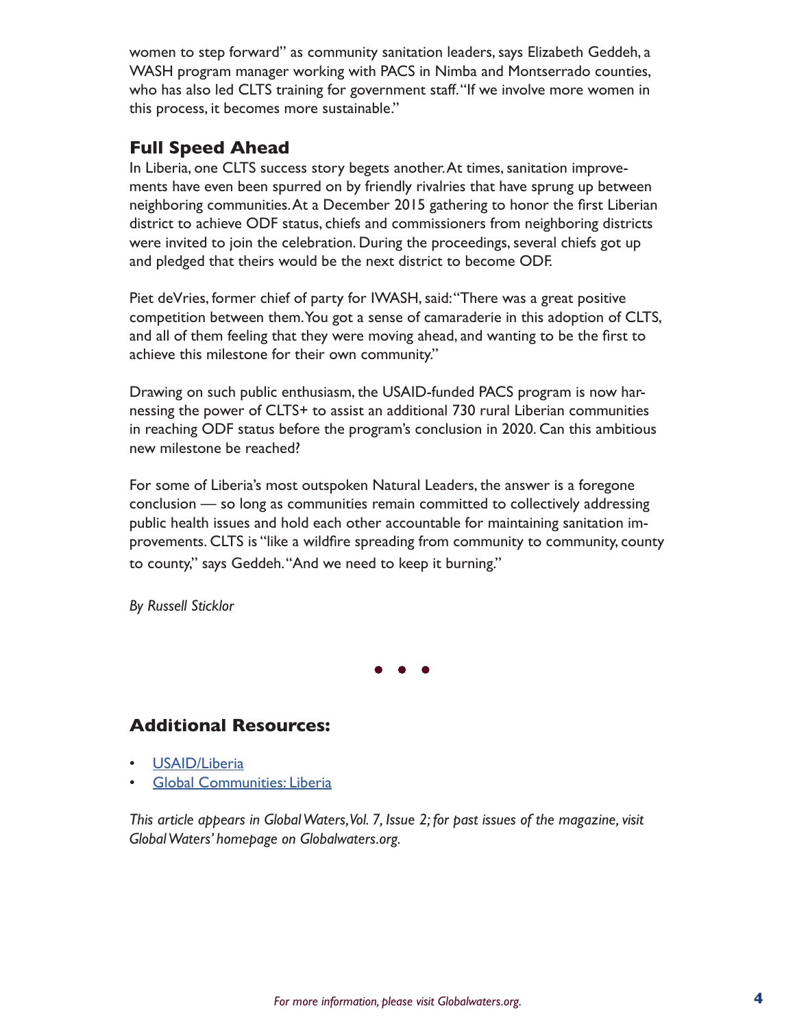women to step forward" as community sanitation leaders, says Elizabeth Geddeh, a WASH program manager working with PACS in Nimba and Montserrado counties, who has also led CLTS training for government staff. "If we involve more women in this process, it becomes more sustainable."

## Full Speed Ahead

In Liberia, one CLTS success story begets another. At times, sanitation improvements have even been spurred on by friendly rivalries that have sprung up between neighboring communities. At a December 2015 gathering to honor the first Liberian district to achieve ODF status, chiefs and commissioners from neighboring districts were invited to join the celebration. During the proceedings, several chiefs got up and pledged that theirs would be the next district to become ODF.

Piet deVries, former chief of party for IWASH, said: "There was a great positive competition between them. You got a sense of camaraderie in this adoption of CLTS, and all of them feeling that they were moving ahead, and wanting to be the first to achieve this milestone for their own community."

Drawing on such public enthusiasm, the USAID-funded PACS program is now harnessing the power of CLTS+ to assist an additional 730 rural Liberian communities in reaching ODF status before the program's conclusion in 2020. Can this ambitious new milestone be reached?

For some of Liberia's most outspoken Natural Leaders, the answer is a foregone conclusion — so long as communities remain committed to collectively addressing public health issues and hold each other accountable for maintaining sanitation improvements. CLTS is "like a wildfire spreading from community to community, county to county," says Geddeh. "And we need to keep it burning."

*By Russell Sticklor*

• • •

## Additional Resources:

- USAID/Liberia
- Global Communities: Liberia

*This article appears in Global Waters, Vol. 7, Issue 2; for past issues of the magazine, visit Global Waters' homepage on Globalwaters.org.*